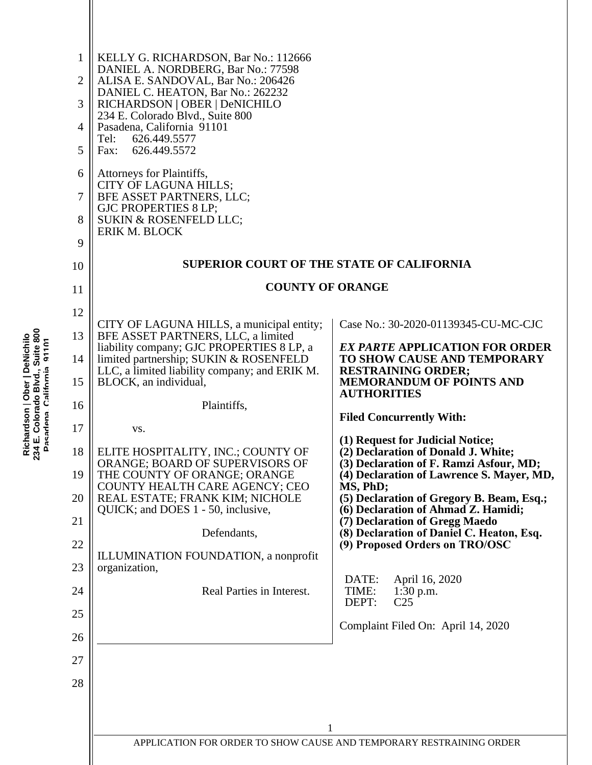KELLY G. RICHARDSON, Bar No.: 112666
DANIEL A. NORDBERG, Bar No.: 77598
ALISA E. SANDOVAL, Bar No.: 206426
DANIEL C. HEATON, Bar No.: 262232
RICHARDSON | OBER | DeNICHILO
234 E. Colorado Blvd., Suite 800
Pasadena, California 91101
Tel: 626.449.5577
Fax: 626.449.5572

Attorneys for Plaintiffs,
CITY OF LAGUNA HILLS;
BFE ASSET PARTNERS, LLC;
GJC PROPERTIES 8 LP;
SUKIN & ROSENFELD LLC;
ERIK M. BLOCK

**SUPERIOR COURT OF THE STATE OF CALIFORNIA**

**COUNTY OF ORANGE**

| | |
|---|---|
| CITY OF LAGUNA HILLS, a municipal entity; BFE ASSET PARTNERS, LLC, a limited liability company; GJC PROPERTIES 8 LP, a limited partnership; SUKIN & ROSENFELD LLC, a limited liability company; and ERIK M. BLOCK, an individual,<br><br>Plaintiffs,<br><br>vs.<br><br>ELITE HOSPITALITY, INC.; COUNTY OF ORANGE; BOARD OF SUPERVISORS OF THE COUNTY OF ORANGE; ORANGE COUNTY HEALTH CARE AGENCY; CEO REAL ESTATE; FRANK KIM; NICHOLE QUICK; and DOES 1 - 50, inclusive,<br><br>Defendants,<br><br>ILLUMINATION FOUNDATION, a nonprofit organization,<br><br>Real Parties in Interest. | Case No.: 30-2020-01139345-CU-MC-CJC<br><br>***EX PARTE* APPLICATION FOR ORDER TO SHOW CAUSE AND TEMPORARY RESTRAINING ORDER; MEMORANDUM OF POINTS AND AUTHORITIES**<br><br>**Filed Concurrently With:**<br><br>**(1) Request for Judicial Notice;**<br>**(2) Declaration of Donald J. White;**<br>**(3) Declaration of F. Ramzi Asfour, MD;**<br>**(4) Declaration of Lawrence S. Mayer, MD, MS, PhD;**<br>**(5) Declaration of Gregory B. Beam, Esq.;**<br>**(6) Declaration of Ahmad Z. Hamidi;**<br>**(7) Declaration of Gregg Maedo**<br>**(8) Declaration of Daniel C. Heaton, Esq.**<br>**(9) Proposed Orders on TRO/OSC**<br><br>DATE: April 16, 2020<br>TIME: 1:30 p.m.<br>DEPT: C25<br><br>Complaint Filed On: April 14, 2020 |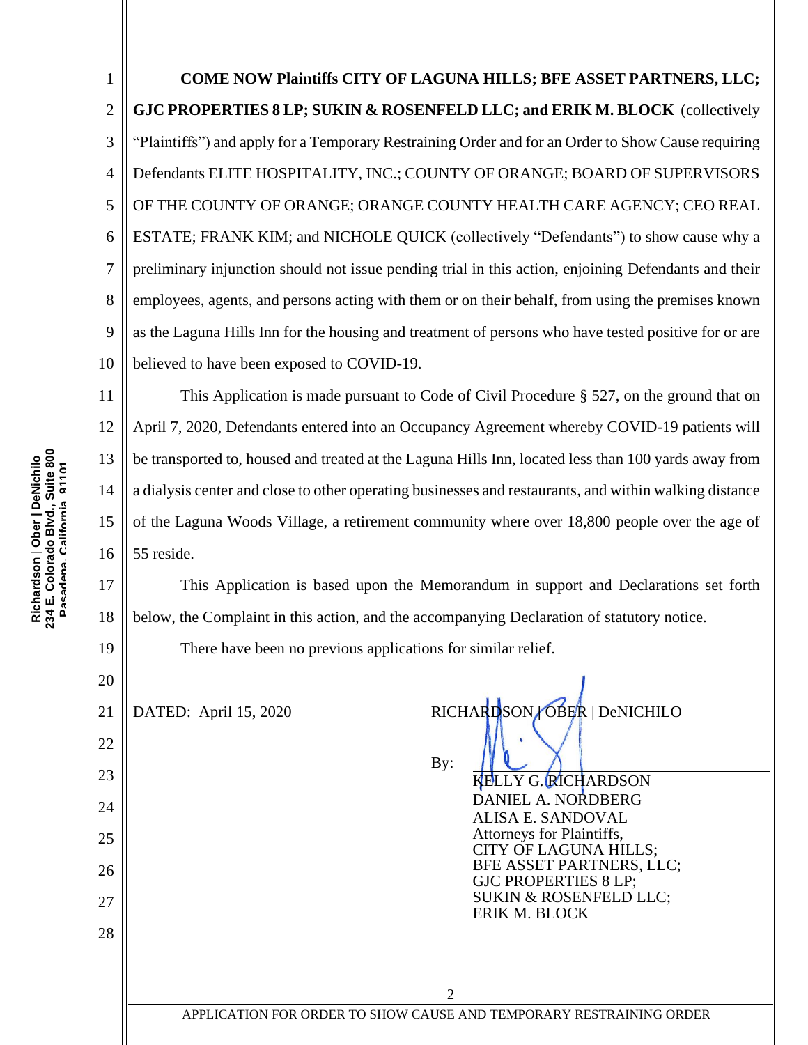**COME NOW Plaintiffs CITY OF LAGUNA HILLS; BFE ASSET PARTNERS, LLC; GJC PROPERTIES 8 LP; SUKIN & ROSENFELD LLC; and ERIK M. BLOCK** (collectively "Plaintiffs") and apply for a Temporary Restraining Order and for an Order to Show Cause requiring Defendants ELITE HOSPITALITY, INC.; COUNTY OF ORANGE; BOARD OF SUPERVISORS OF THE COUNTY OF ORANGE; ORANGE COUNTY HEALTH CARE AGENCY; CEO REAL ESTATE; FRANK KIM; and NICHOLE QUICK (collectively "Defendants") to show cause why a preliminary injunction should not issue pending trial in this action, enjoining Defendants and their employees, agents, and persons acting with them or on their behalf, from using the premises known as the Laguna Hills Inn for the housing and treatment of persons who have tested positive for or are believed to have been exposed to COVID-19.

This Application is made pursuant to Code of Civil Procedure § 527, on the ground that on April 7, 2020, Defendants entered into an Occupancy Agreement whereby COVID-19 patients will be transported to, housed and treated at the Laguna Hills Inn, located less than 100 yards away from a dialysis center and close to other operating businesses and restaurants, and within walking distance of the Laguna Woods Village, a retirement community where over 18,800 people over the age of 55 reside.

This Application is based upon the Memorandum in support and Declarations set forth below, the Complaint in this action, and the accompanying Declaration of statutory notice.

There have been no previous applications for similar relief.

DATED: April 15, 2020

RICHARDSON | OBER | DeNICHILO

By: ______________________________
KELLY G. RICHARDSON
DANIEL A. NORDBERG
ALISA E. SANDOVAL
Attorneys for Plaintiffs,
CITY OF LAGUNA HILLS;
BFE ASSET PARTNERS, LLC;
GJC PROPERTIES 8 LP;
SUKIN & ROSENFELD LLC;
ERIK M. BLOCK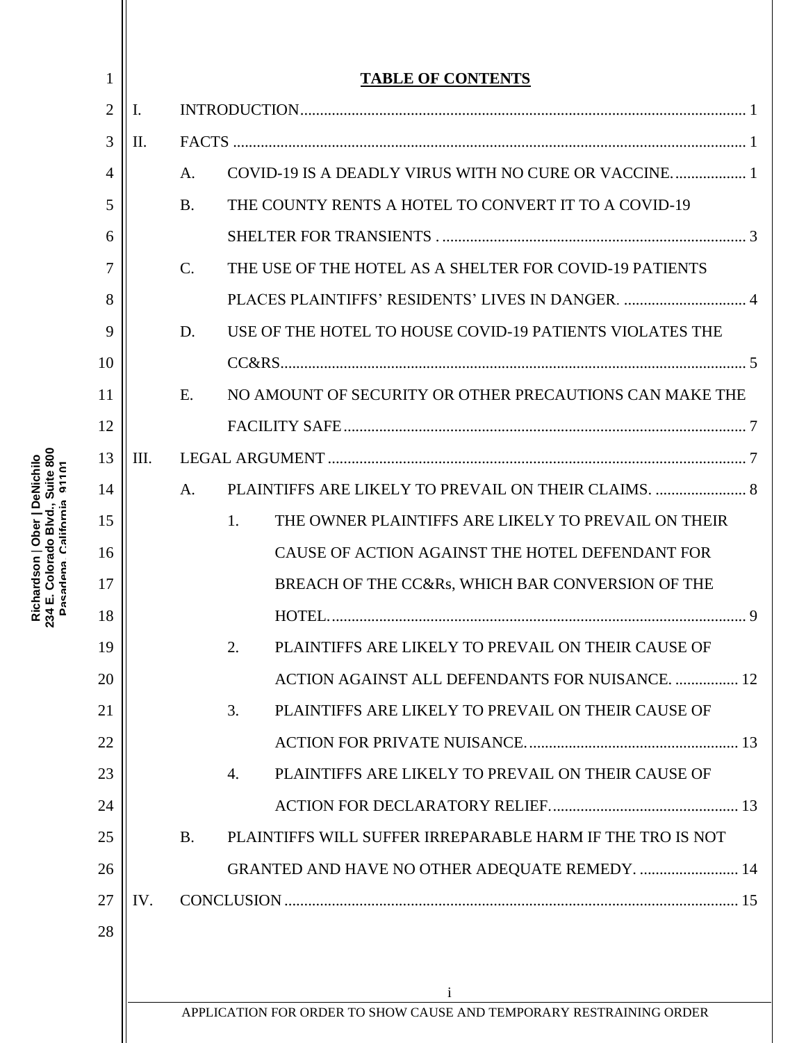# TABLE OF CONTENTS

I. INTRODUCTION ..... 1

II. FACTS ..... 1

- A. COVID-19 IS A DEADLY VIRUS WITH NO CURE OR VACCINE. ..... 1
- B. THE COUNTY RENTS A HOTEL TO CONVERT IT TO A COVID-19 SHELTER FOR TRANSIENTS . ..... 3
- C. THE USE OF THE HOTEL AS A SHELTER FOR COVID-19 PATIENTS PLACES PLAINTIFFS' RESIDENTS' LIVES IN DANGER. ..... 4
- D. USE OF THE HOTEL TO HOUSE COVID-19 PATIENTS VIOLATES THE CC&RS. ..... 5
- E. NO AMOUNT OF SECURITY OR OTHER PRECAUTIONS CAN MAKE THE FACILITY SAFE ..... 7

III. LEGAL ARGUMENT ..... 7

- A. PLAINTIFFS ARE LIKELY TO PREVAIL ON THEIR CLAIMS. ..... 8
  1. THE OWNER PLAINTIFFS ARE LIKELY TO PREVAIL ON THEIR CAUSE OF ACTION AGAINST THE HOTEL DEFENDANT FOR BREACH OF THE CC&Rs, WHICH BAR CONVERSION OF THE HOTEL. ..... 9
  2. PLAINTIFFS ARE LIKELY TO PREVAIL ON THEIR CAUSE OF ACTION AGAINST ALL DEFENDANTS FOR NUISANCE. ..... 12
  3. PLAINTIFFS ARE LIKELY TO PREVAIL ON THEIR CAUSE OF ACTION FOR PRIVATE NUISANCE. ..... 13
  4. PLAINTIFFS ARE LIKELY TO PREVAIL ON THEIR CAUSE OF ACTION FOR DECLARATORY RELIEF. ..... 13
- B. PLAINTIFFS WILL SUFFER IRREPARABLE HARM IF THE TRO IS NOT GRANTED AND HAVE NO OTHER ADEQUATE REMEDY. ..... 14

IV. CONCLUSION ..... 15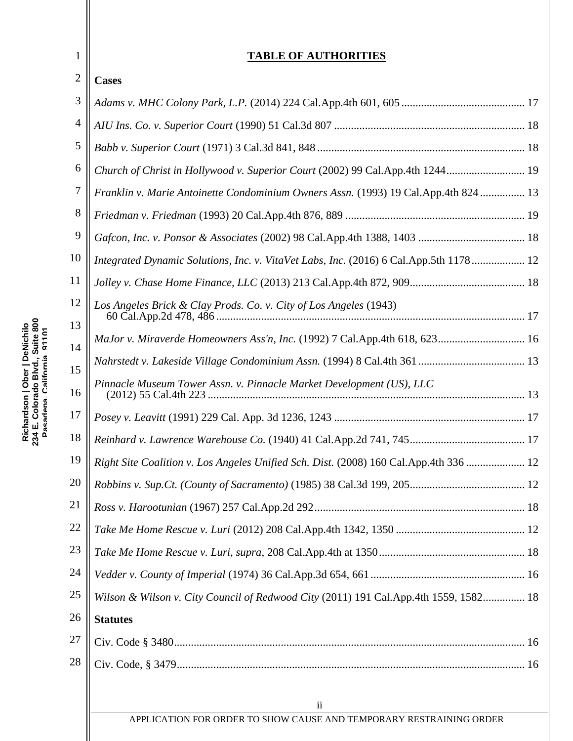# TABLE OF AUTHORITIES

**Cases**

*Adams v. MHC Colony Park, L.P.* (2014) 224 Cal.App.4th 601, 605 .......... 17

*AIU Ins. Co. v. Superior Court* (1990) 51 Cal.3d 807 .......... 18

*Babb v. Superior Court* (1971) 3 Cal.3d 841, 848 .......... 18

*Church of Christ in Hollywood v. Superior Court* (2002) 99 Cal.App.4th 1244 .......... 19

*Franklin v. Marie Antoinette Condominium Owners Assn.* (1993) 19 Cal.App.4th 824 .......... 13

*Friedman v. Friedman* (1993) 20 Cal.App.4th 876, 889 .......... 19

*Gafcon, Inc. v. Ponsor & Associates* (2002) 98 Cal.App.4th 1388, 1403 .......... 18

*Integrated Dynamic Solutions, Inc. v. VitaVet Labs, Inc.* (2016) 6 Cal.App.5th 1178 .......... 12

*Jolley v. Chase Home Finance, LLC* (2013) 213 Cal.App.4th 872, 909 .......... 18

*Los Angeles Brick & Clay Prods. Co. v. City of Los Angeles* (1943) 60 Cal.App.2d 478, 486 .......... 17

*MaJor v. Miraverde Homeowners Ass'n, Inc.* (1992) 7 Cal.App.4th 618, 623 .......... 16

*Nahrstedt v. Lakeside Village Condominium Assn.* (1994) 8 Cal.4th 361 .......... 13

*Pinnacle Museum Tower Assn. v. Pinnacle Market Development (US), LLC* (2012) 55 Cal.4th 223 .......... 13

*Posey v. Leavitt* (1991) 229 Cal. App. 3d 1236, 1243 .......... 17

*Reinhard v. Lawrence Warehouse Co.* (1940) 41 Cal.App.2d 741, 745 .......... 17

*Right Site Coalition v. Los Angeles Unified Sch. Dist.* (2008) 160 Cal.App.4th 336 .......... 12

*Robbins v. Sup.Ct. (County of Sacramento)* (1985) 38 Cal.3d 199, 205 .......... 12

*Ross v. Harootunian* (1967) 257 Cal.App.2d 292 .......... 18

*Take Me Home Rescue v. Luri* (2012) 208 Cal.App.4th 1342, 1350 .......... 12

*Take Me Home Rescue v. Luri, supra,* 208 Cal.App.4th at 1350 .......... 18

*Vedder v. County of Imperial* (1974) 36 Cal.App.3d 654, 661 .......... 16

*Wilson & Wilson v. City Council of Redwood City* (2011) 191 Cal.App.4th 1559, 1582 .......... 18

**Statutes**

Civ. Code § 3480 .......... 16

Civ. Code, § 3479 .......... 16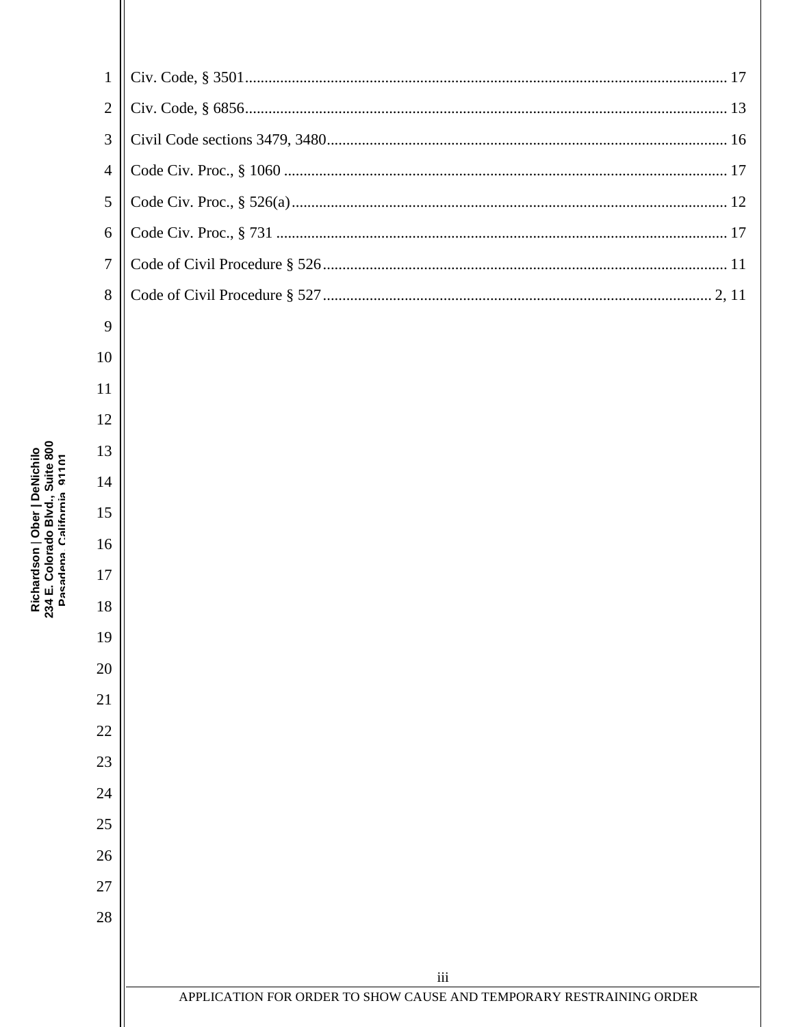Civ. Code, § 3501 .......................................................................................................................... 17

Civ. Code, § 6856 .......................................................................................................................... 13

Civil Code sections 3479, 3480 ...................................................................................................... 16

Code Civ. Proc., § 1060 ................................................................................................................. 17

Code Civ. Proc., § 526(a) ............................................................................................................... 12

Code Civ. Proc., § 731 ................................................................................................................... 17

Code of Civil Procedure § 526 ....................................................................................................... 11

Code of Civil Procedure § 527 ................................................................................................... 2, 11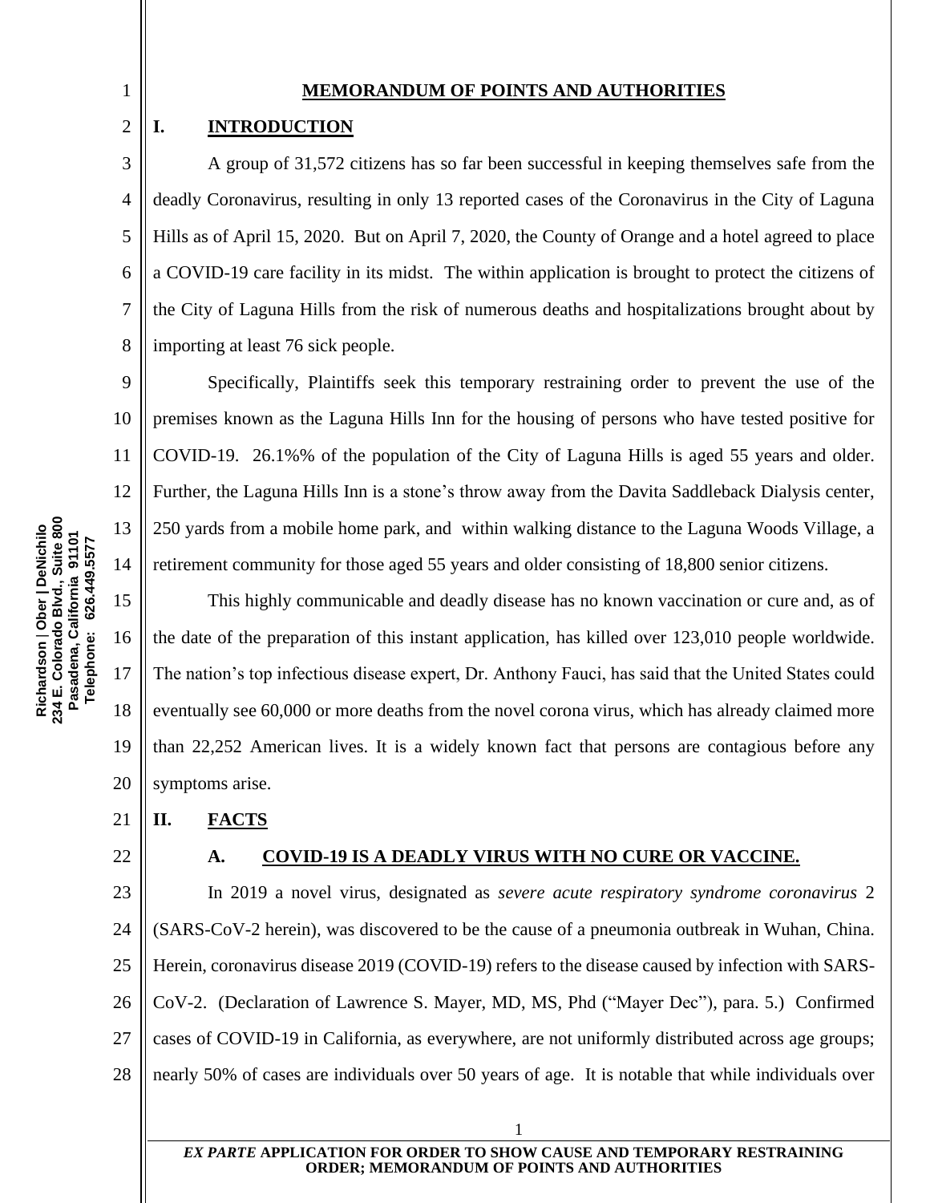## MEMORANDUM OF POINTS AND AUTHORITIES

### I. INTRODUCTION

A group of 31,572 citizens has so far been successful in keeping themselves safe from the deadly Coronavirus, resulting in only 13 reported cases of the Coronavirus in the City of Laguna Hills as of April 15, 2020. But on April 7, 2020, the County of Orange and a hotel agreed to place a COVID-19 care facility in its midst. The within application is brought to protect the citizens of the City of Laguna Hills from the risk of numerous deaths and hospitalizations brought about by importing at least 76 sick people.

Specifically, Plaintiffs seek this temporary restraining order to prevent the use of the premises known as the Laguna Hills Inn for the housing of persons who have tested positive for COVID-19. 26.1%% of the population of the City of Laguna Hills is aged 55 years and older. Further, the Laguna Hills Inn is a stone's throw away from the Davita Saddleback Dialysis center, 250 yards from a mobile home park, and within walking distance to the Laguna Woods Village, a retirement community for those aged 55 years and older consisting of 18,800 senior citizens.

This highly communicable and deadly disease has no known vaccination or cure and, as of the date of the preparation of this instant application, has killed over 123,010 people worldwide. The nation's top infectious disease expert, Dr. Anthony Fauci, has said that the United States could eventually see 60,000 or more deaths from the novel corona virus, which has already claimed more than 22,252 American lives. It is a widely known fact that persons are contagious before any symptoms arise.

### II. FACTS

#### A. COVID-19 IS A DEADLY VIRUS WITH NO CURE OR VACCINE.

In 2019 a novel virus, designated as *severe acute respiratory syndrome coronavirus* 2 (SARS-CoV-2 herein), was discovered to be the cause of a pneumonia outbreak in Wuhan, China. Herein, coronavirus disease 2019 (COVID-19) refers to the disease caused by infection with SARS-CoV-2. (Declaration of Lawrence S. Mayer, MD, MS, Phd ("Mayer Dec"), para. 5.) Confirmed cases of COVID-19 in California, as everywhere, are not uniformly distributed across age groups; nearly 50% of cases are individuals over 50 years of age. It is notable that while individuals over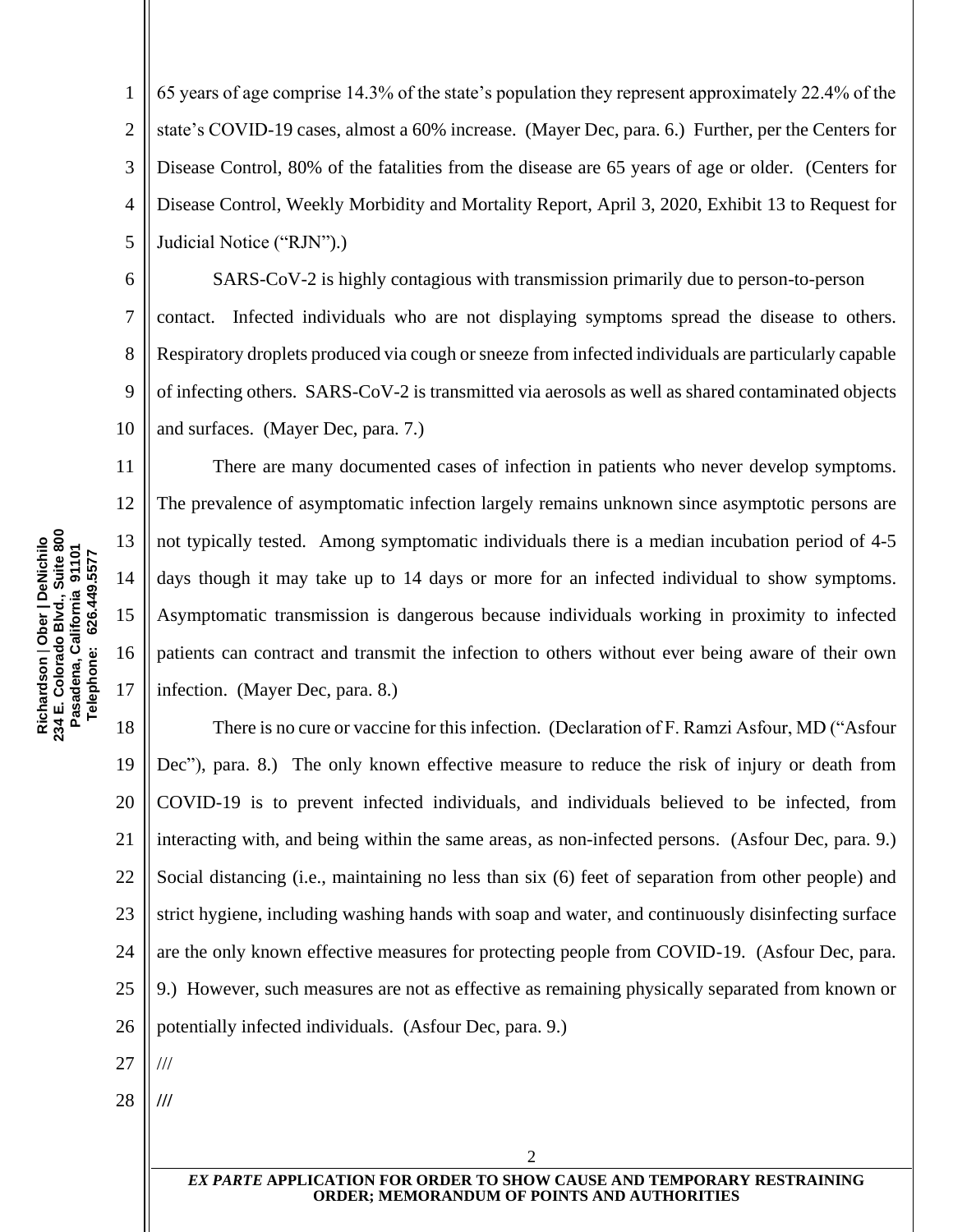65 years of age comprise 14.3% of the state's population they represent approximately 22.4% of the state's COVID-19 cases, almost a 60% increase. (Mayer Dec, para. 6.) Further, per the Centers for Disease Control, 80% of the fatalities from the disease are 65 years of age or older. (Centers for Disease Control, Weekly Morbidity and Mortality Report, April 3, 2020, Exhibit 13 to Request for Judicial Notice ("RJN").)

SARS-CoV-2 is highly contagious with transmission primarily due to person-to-person contact. Infected individuals who are not displaying symptoms spread the disease to others. Respiratory droplets produced via cough or sneeze from infected individuals are particularly capable of infecting others. SARS-CoV-2 is transmitted via aerosols as well as shared contaminated objects and surfaces. (Mayer Dec, para. 7.)

There are many documented cases of infection in patients who never develop symptoms. The prevalence of asymptomatic infection largely remains unknown since asymptotic persons are not typically tested. Among symptomatic individuals there is a median incubation period of 4-5 days though it may take up to 14 days or more for an infected individual to show symptoms. Asymptomatic transmission is dangerous because individuals working in proximity to infected patients can contract and transmit the infection to others without ever being aware of their own infection. (Mayer Dec, para. 8.)

There is no cure or vaccine for this infection. (Declaration of F. Ramzi Asfour, MD ("Asfour Dec"), para. 8.) The only known effective measure to reduce the risk of injury or death from COVID-19 is to prevent infected individuals, and individuals believed to be infected, from interacting with, and being within the same areas, as non-infected persons. (Asfour Dec, para. 9.) Social distancing (i.e., maintaining no less than six (6) feet of separation from other people) and strict hygiene, including washing hands with soap and water, and continuously disinfecting surface are the only known effective measures for protecting people from COVID-19. (Asfour Dec, para. 9.) However, such measures are not as effective as remaining physically separated from known or potentially infected individuals. (Asfour Dec, para. 9.)

///

///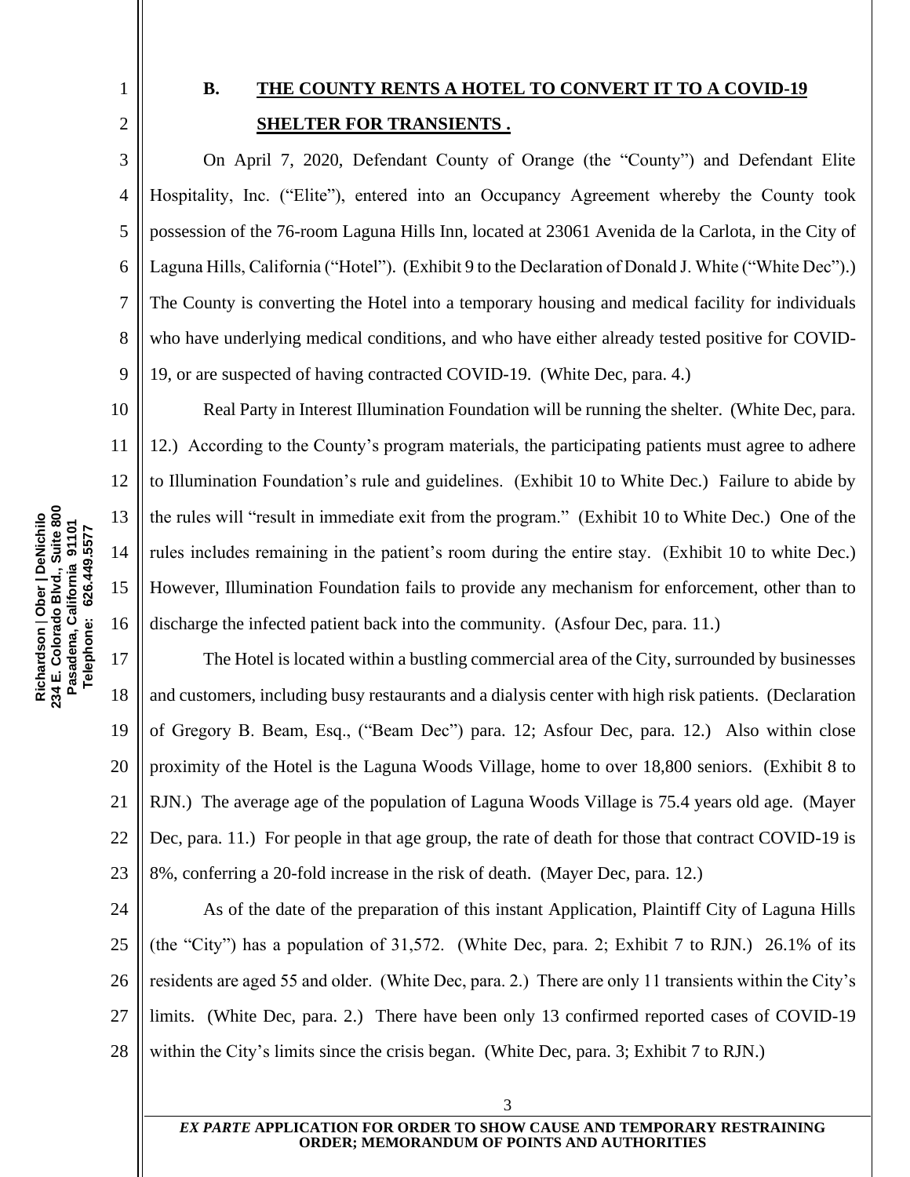### B. THE COUNTY RENTS A HOTEL TO CONVERT IT TO A COVID-19 SHELTER FOR TRANSIENTS .

On April 7, 2020, Defendant County of Orange (the "County") and Defendant Elite Hospitality, Inc. ("Elite"), entered into an Occupancy Agreement whereby the County took possession of the 76-room Laguna Hills Inn, located at 23061 Avenida de la Carlota, in the City of Laguna Hills, California ("Hotel"). (Exhibit 9 to the Declaration of Donald J. White ("White Dec").) The County is converting the Hotel into a temporary housing and medical facility for individuals who have underlying medical conditions, and who have either already tested positive for COVID-19, or are suspected of having contracted COVID-19. (White Dec, para. 4.)

Real Party in Interest Illumination Foundation will be running the shelter. (White Dec, para. 12.) According to the County's program materials, the participating patients must agree to adhere to Illumination Foundation's rule and guidelines. (Exhibit 10 to White Dec.) Failure to abide by the rules will "result in immediate exit from the program." (Exhibit 10 to White Dec.) One of the rules includes remaining in the patient's room during the entire stay. (Exhibit 10 to white Dec.) However, Illumination Foundation fails to provide any mechanism for enforcement, other than to discharge the infected patient back into the community. (Asfour Dec, para. 11.)

The Hotel is located within a bustling commercial area of the City, surrounded by businesses and customers, including busy restaurants and a dialysis center with high risk patients. (Declaration of Gregory B. Beam, Esq., ("Beam Dec") para. 12; Asfour Dec, para. 12.) Also within close proximity of the Hotel is the Laguna Woods Village, home to over 18,800 seniors. (Exhibit 8 to RJN.) The average age of the population of Laguna Woods Village is 75.4 years old age. (Mayer Dec, para. 11.) For people in that age group, the rate of death for those that contract COVID-19 is 8%, conferring a 20-fold increase in the risk of death. (Mayer Dec, para. 12.)

As of the date of the preparation of this instant Application, Plaintiff City of Laguna Hills (the "City") has a population of 31,572. (White Dec, para. 2; Exhibit 7 to RJN.) 26.1% of its residents are aged 55 and older. (White Dec, para. 2.) There are only 11 transients within the City's limits. (White Dec, para. 2.) There have been only 13 confirmed reported cases of COVID-19 within the City's limits since the crisis began. (White Dec, para. 3; Exhibit 7 to RJN.)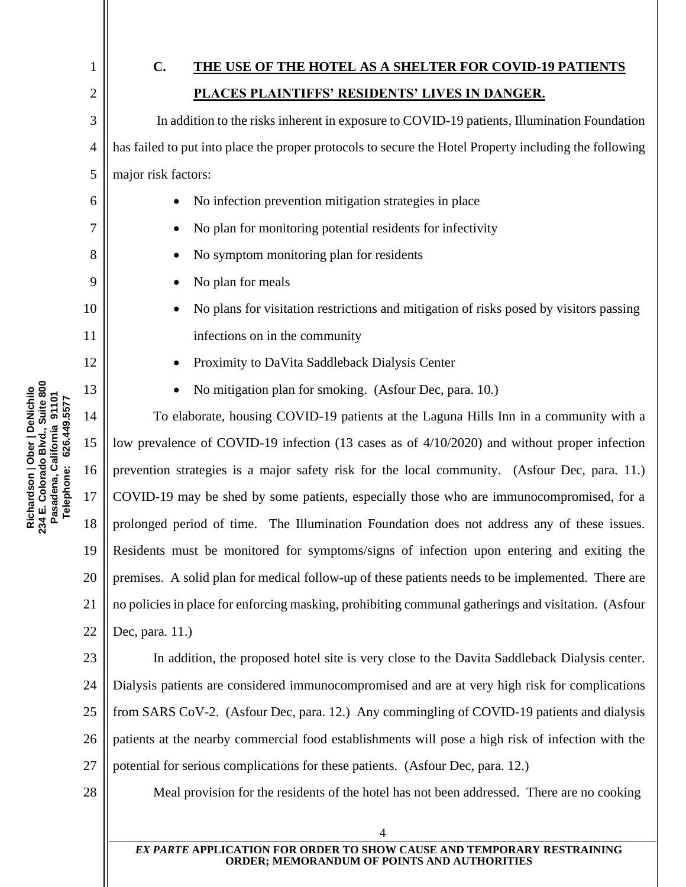### C. THE USE OF THE HOTEL AS A SHELTER FOR COVID-19 PATIENTS PLACES PLAINTIFFS' RESIDENTS' LIVES IN DANGER.

In addition to the risks inherent in exposure to COVID-19 patients, Illumination Foundation has failed to put into place the proper protocols to secure the Hotel Property including the following major risk factors:

- No infection prevention mitigation strategies in place
- No plan for monitoring potential residents for infectivity
- No symptom monitoring plan for residents
- No plan for meals
- No plans for visitation restrictions and mitigation of risks posed by visitors passing infections on in the community
- Proximity to DaVita Saddleback Dialysis Center
- No mitigation plan for smoking. (Asfour Dec, para. 10.)

To elaborate, housing COVID-19 patients at the Laguna Hills Inn in a community with a low prevalence of COVID-19 infection (13 cases as of 4/10/2020) and without proper infection prevention strategies is a major safety risk for the local community. (Asfour Dec, para. 11.) COVID-19 may be shed by some patients, especially those who are immunocompromised, for a prolonged period of time. The Illumination Foundation does not address any of these issues. Residents must be monitored for symptoms/signs of infection upon entering and exiting the premises. A solid plan for medical follow-up of these patients needs to be implemented. There are no policies in place for enforcing masking, prohibiting communal gatherings and visitation. (Asfour Dec, para. 11.)

In addition, the proposed hotel site is very close to the Davita Saddleback Dialysis center. Dialysis patients are considered immunocompromised and are at very high risk for complications from SARS CoV-2. (Asfour Dec, para. 12.) Any commingling of COVID-19 patients and dialysis patients at the nearby commercial food establishments will pose a high risk of infection with the potential for serious complications for these patients. (Asfour Dec, para. 12.)

Meal provision for the residents of the hotel has not been addressed. There are no cooking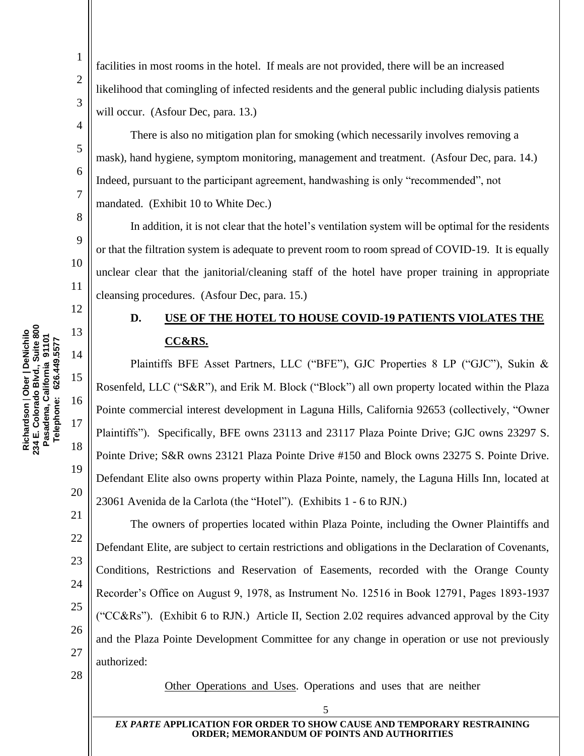facilities in most rooms in the hotel. If meals are not provided, there will be an increased likelihood that comingling of infected residents and the general public including dialysis patients will occur. (Asfour Dec, para. 13.)

There is also no mitigation plan for smoking (which necessarily involves removing a mask), hand hygiene, symptom monitoring, management and treatment. (Asfour Dec, para. 14.) Indeed, pursuant to the participant agreement, handwashing is only "recommended", not mandated. (Exhibit 10 to White Dec.)

In addition, it is not clear that the hotel's ventilation system will be optimal for the residents or that the filtration system is adequate to prevent room to room spread of COVID-19. It is equally unclear clear that the janitorial/cleaning staff of the hotel have proper training in appropriate cleansing procedures. (Asfour Dec, para. 15.)

### D. USE OF THE HOTEL TO HOUSE COVID-19 PATIENTS VIOLATES THE CC&RS.

Plaintiffs BFE Asset Partners, LLC ("BFE"), GJC Properties 8 LP ("GJC"), Sukin & Rosenfeld, LLC ("S&R"), and Erik M. Block ("Block") all own property located within the Plaza Pointe commercial interest development in Laguna Hills, California 92653 (collectively, "Owner Plaintiffs"). Specifically, BFE owns 23113 and 23117 Plaza Pointe Drive; GJC owns 23297 S. Pointe Drive; S&R owns 23121 Plaza Pointe Drive #150 and Block owns 23275 S. Pointe Drive. Defendant Elite also owns property within Plaza Pointe, namely, the Laguna Hills Inn, located at 23061 Avenida de la Carlota (the "Hotel"). (Exhibits 1 - 6 to RJN.)

The owners of properties located within Plaza Pointe, including the Owner Plaintiffs and Defendant Elite, are subject to certain restrictions and obligations in the Declaration of Covenants, Conditions, Restrictions and Reservation of Easements, recorded with the Orange County Recorder's Office on August 9, 1978, as Instrument No. 12516 in Book 12791, Pages 1893-1937 ("CC&Rs"). (Exhibit 6 to RJN.) Article II, Section 2.02 requires advanced approval by the City and the Plaza Pointe Development Committee for any change in operation or use not previously authorized:

> Other Operations and Uses. Operations and uses that are neither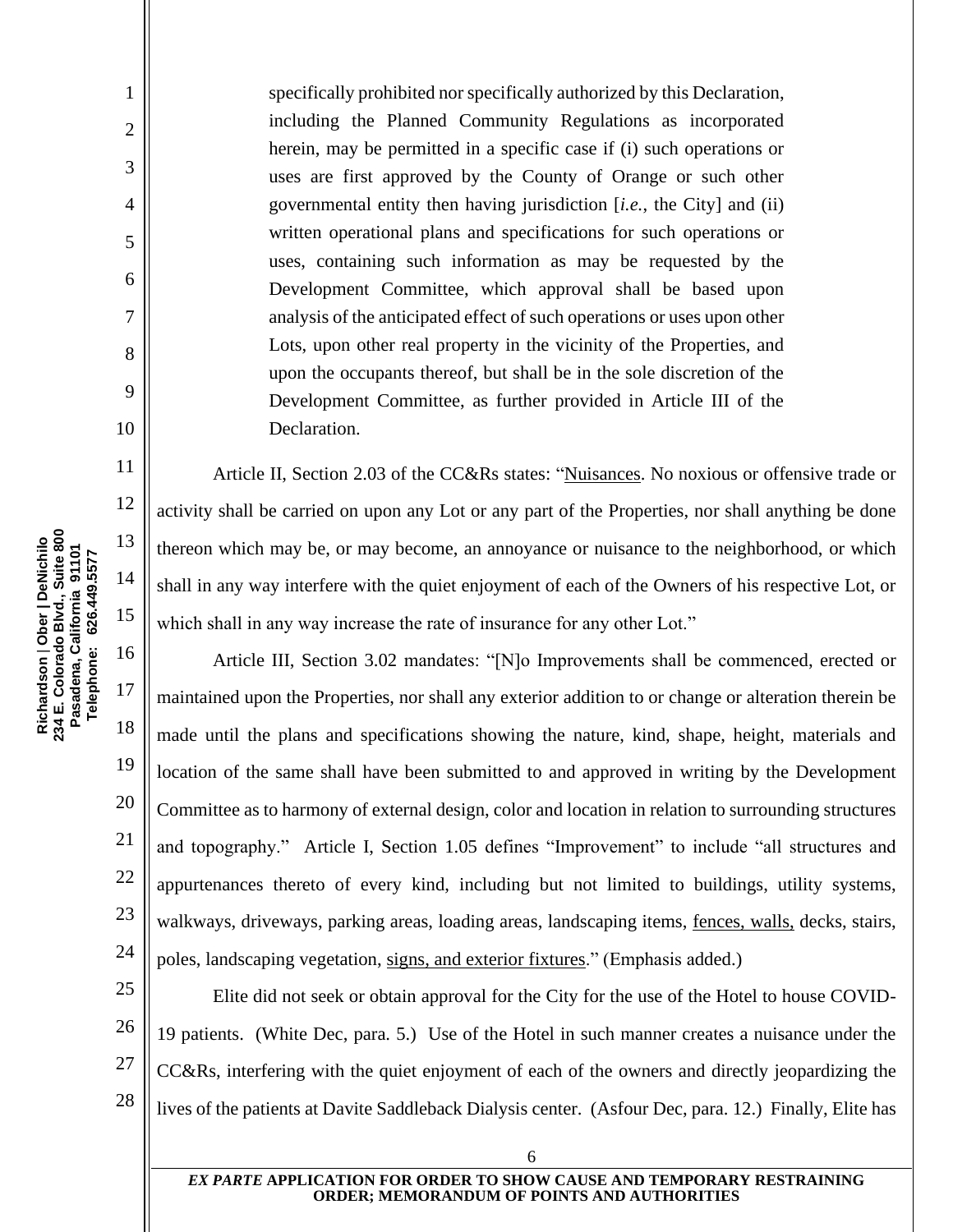> specifically prohibited nor specifically authorized by this Declaration, including the Planned Community Regulations as incorporated herein, may be permitted in a specific case if (i) such operations or uses are first approved by the County of Orange or such other governmental entity then having jurisdiction [*i.e.*, the City] and (ii) written operational plans and specifications for such operations or uses, containing such information as may be requested by the Development Committee, which approval shall be based upon analysis of the anticipated effect of such operations or uses upon other Lots, upon other real property in the vicinity of the Properties, and upon the occupants thereof, but shall be in the sole discretion of the Development Committee, as further provided in Article III of the Declaration.

Article II, Section 2.03 of the CC&Rs states: "Nuisances. No noxious or offensive trade or activity shall be carried on upon any Lot or any part of the Properties, nor shall anything be done thereon which may be, or may become, an annoyance or nuisance to the neighborhood, or which shall in any way interfere with the quiet enjoyment of each of the Owners of his respective Lot, or which shall in any way increase the rate of insurance for any other Lot."

Article III, Section 3.02 mandates: "[N]o Improvements shall be commenced, erected or maintained upon the Properties, nor shall any exterior addition to or change or alteration therein be made until the plans and specifications showing the nature, kind, shape, height, materials and location of the same shall have been submitted to and approved in writing by the Development Committee as to harmony of external design, color and location in relation to surrounding structures and topography." Article I, Section 1.05 defines "Improvement" to include "all structures and appurtenances thereto of every kind, including but not limited to buildings, utility systems, walkways, driveways, parking areas, loading areas, landscaping items, fences, walls, decks, stairs, poles, landscaping vegetation, signs, and exterior fixtures." (Emphasis added.)

Elite did not seek or obtain approval for the City for the use of the Hotel to house COVID-19 patients. (White Dec, para. 5.) Use of the Hotel in such manner creates a nuisance under the CC&Rs, interfering with the quiet enjoyment of each of the owners and directly jeopardizing the lives of the patients at Davite Saddleback Dialysis center. (Asfour Dec, para. 12.) Finally, Elite has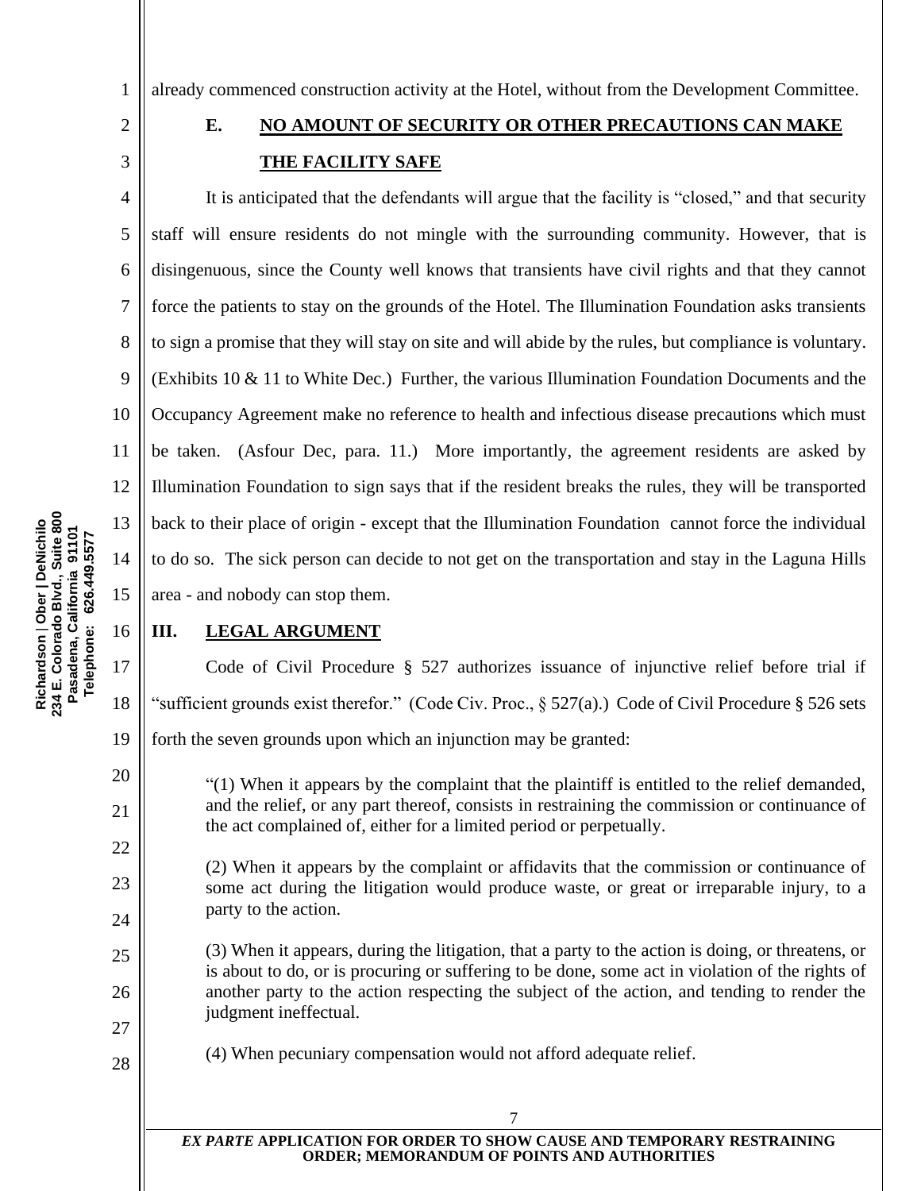already commenced construction activity at the Hotel, without from the Development Committee.

### E. NO AMOUNT OF SECURITY OR OTHER PRECAUTIONS CAN MAKE THE FACILITY SAFE

It is anticipated that the defendants will argue that the facility is "closed," and that security staff will ensure residents do not mingle with the surrounding community. However, that is disingenuous, since the County well knows that transients have civil rights and that they cannot force the patients to stay on the grounds of the Hotel. The Illumination Foundation asks transients to sign a promise that they will stay on site and will abide by the rules, but compliance is voluntary. (Exhibits 10 & 11 to White Dec.) Further, the various Illumination Foundation Documents and the Occupancy Agreement make no reference to health and infectious disease precautions which must be taken. (Asfour Dec, para. 11.) More importantly, the agreement residents are asked by Illumination Foundation to sign says that if the resident breaks the rules, they will be transported back to their place of origin - except that the Illumination Foundation cannot force the individual to do so. The sick person can decide to not get on the transportation and stay in the Laguna Hills area - and nobody can stop them.

## III. LEGAL ARGUMENT

Code of Civil Procedure § 527 authorizes issuance of injunctive relief before trial if "sufficient grounds exist therefor." (Code Civ. Proc., § 527(a).) Code of Civil Procedure § 526 sets forth the seven grounds upon which an injunction may be granted:

> "(1) When it appears by the complaint that the plaintiff is entitled to the relief demanded, and the relief, or any part thereof, consists in restraining the commission or continuance of the act complained of, either for a limited period or perpetually.
>
> (2) When it appears by the complaint or affidavits that the commission or continuance of some act during the litigation would produce waste, or great or irreparable injury, to a party to the action.
>
> (3) When it appears, during the litigation, that a party to the action is doing, or threatens, or is about to do, or is procuring or suffering to be done, some act in violation of the rights of another party to the action respecting the subject of the action, and tending to render the judgment ineffectual.
>
> (4) When pecuniary compensation would not afford adequate relief.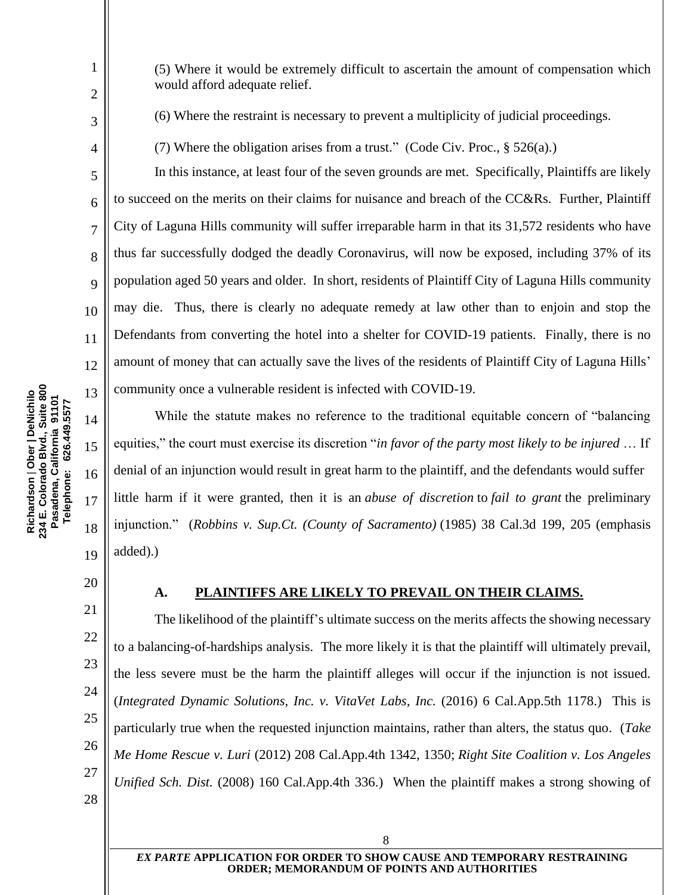(5) Where it would be extremely difficult to ascertain the amount of compensation which would afford adequate relief.

(6) Where the restraint is necessary to prevent a multiplicity of judicial proceedings.

(7) Where the obligation arises from a trust." (Code Civ. Proc., § 526(a).)

In this instance, at least four of the seven grounds are met. Specifically, Plaintiffs are likely to succeed on the merits on their claims for nuisance and breach of the CC&Rs. Further, Plaintiff City of Laguna Hills community will suffer irreparable harm in that its 31,572 residents who have thus far successfully dodged the deadly Coronavirus, will now be exposed, including 37% of its population aged 50 years and older. In short, residents of Plaintiff City of Laguna Hills community may die. Thus, there is clearly no adequate remedy at law other than to enjoin and stop the Defendants from converting the hotel into a shelter for COVID-19 patients. Finally, there is no amount of money that can actually save the lives of the residents of Plaintiff City of Laguna Hills' community once a vulnerable resident is infected with COVID-19.

While the statute makes no reference to the traditional equitable concern of "balancing equities," the court must exercise its discretion "*in favor of the party most likely to be injured* … If denial of an injunction would result in great harm to the plaintiff, and the defendants would suffer little harm if it were granted, then it is an *abuse of discretion* to *fail to grant* the preliminary injunction." (*Robbins v. Sup.Ct. (County of Sacramento)* (1985) 38 Cal.3d 199, 205 (emphasis added).)

## A. PLAINTIFFS ARE LIKELY TO PREVAIL ON THEIR CLAIMS.

The likelihood of the plaintiff's ultimate success on the merits affects the showing necessary to a balancing-of-hardships analysis. The more likely it is that the plaintiff will ultimately prevail, the less severe must be the harm the plaintiff alleges will occur if the injunction is not issued. (*Integrated Dynamic Solutions, Inc. v. VitaVet Labs, Inc.* (2016) 6 Cal.App.5th 1178.) This is particularly true when the requested injunction maintains, rather than alters, the status quo. (*Take Me Home Rescue v. Luri* (2012) 208 Cal.App.4th 1342, 1350; *Right Site Coalition v. Los Angeles Unified Sch. Dist.* (2008) 160 Cal.App.4th 336.) When the plaintiff makes a strong showing of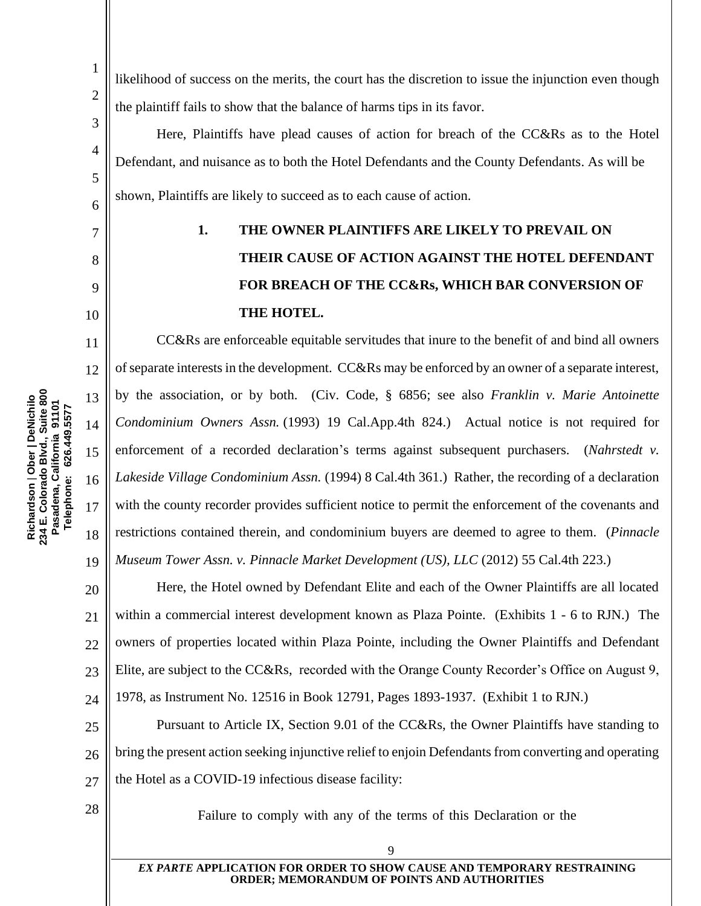likelihood of success on the merits, the court has the discretion to issue the injunction even though the plaintiff fails to show that the balance of harms tips in its favor.

Here, Plaintiffs have plead causes of action for breach of the CC&Rs as to the Hotel Defendant, and nuisance as to both the Hotel Defendants and the County Defendants. As will be shown, Plaintiffs are likely to succeed as to each cause of action.

**1. THE OWNER PLAINTIFFS ARE LIKELY TO PREVAIL ON THEIR CAUSE OF ACTION AGAINST THE HOTEL DEFENDANT FOR BREACH OF THE CC&Rs, WHICH BAR CONVERSION OF THE HOTEL.**

CC&Rs are enforceable equitable servitudes that inure to the benefit of and bind all owners of separate interests in the development. CC&Rs may be enforced by an owner of a separate interest, by the association, or by both. (Civ. Code, § 6856; see also *Franklin v. Marie Antoinette Condominium Owners Assn.* (1993) 19 Cal.App.4th 824.) Actual notice is not required for enforcement of a recorded declaration's terms against subsequent purchasers. (*Nahrstedt v. Lakeside Village Condominium Assn.* (1994) 8 Cal.4th 361.) Rather, the recording of a declaration with the county recorder provides sufficient notice to permit the enforcement of the covenants and restrictions contained therein, and condominium buyers are deemed to agree to them. (*Pinnacle Museum Tower Assn. v. Pinnacle Market Development (US), LLC* (2012) 55 Cal.4th 223.)

Here, the Hotel owned by Defendant Elite and each of the Owner Plaintiffs are all located within a commercial interest development known as Plaza Pointe. (Exhibits 1 - 6 to RJN.) The owners of properties located within Plaza Pointe, including the Owner Plaintiffs and Defendant Elite, are subject to the CC&Rs, recorded with the Orange County Recorder's Office on August 9, 1978, as Instrument No. 12516 in Book 12791, Pages 1893-1937. (Exhibit 1 to RJN.)

Pursuant to Article IX, Section 9.01 of the CC&Rs, the Owner Plaintiffs have standing to bring the present action seeking injunctive relief to enjoin Defendants from converting and operating the Hotel as a COVID-19 infectious disease facility:

> Failure to comply with any of the terms of this Declaration or the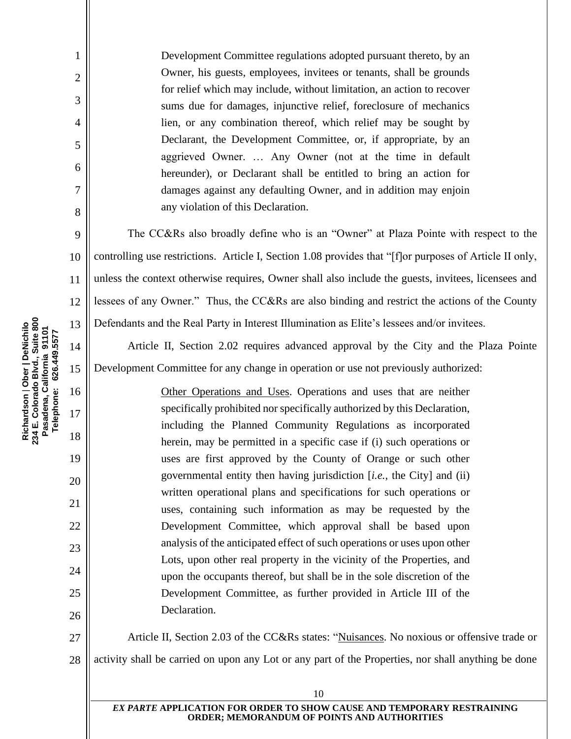> Development Committee regulations adopted pursuant thereto, by an Owner, his guests, employees, invitees or tenants, shall be grounds for relief which may include, without limitation, an action to recover sums due for damages, injunctive relief, foreclosure of mechanics lien, or any combination thereof, which relief may be sought by Declarant, the Development Committee, or, if appropriate, by an aggrieved Owner. … Any Owner (not at the time in default hereunder), or Declarant shall be entitled to bring an action for damages against any defaulting Owner, and in addition may enjoin any violation of this Declaration.

The CC&Rs also broadly define who is an "Owner" at Plaza Pointe with respect to the controlling use restrictions. Article I, Section 1.08 provides that "[f]or purposes of Article II only, unless the context otherwise requires, Owner shall also include the guests, invitees, licensees and lessees of any Owner." Thus, the CC&Rs are also binding and restrict the actions of the County Defendants and the Real Party in Interest Illumination as Elite's lessees and/or invitees.

Article II, Section 2.02 requires advanced approval by the City and the Plaza Pointe Development Committee for any change in operation or use not previously authorized:

> <u>Other Operations and Uses</u>. Operations and uses that are neither specifically prohibited nor specifically authorized by this Declaration, including the Planned Community Regulations as incorporated herein, may be permitted in a specific case if (i) such operations or uses are first approved by the County of Orange or such other governmental entity then having jurisdiction [*i.e.*, the City] and (ii) written operational plans and specifications for such operations or uses, containing such information as may be requested by the Development Committee, which approval shall be based upon analysis of the anticipated effect of such operations or uses upon other Lots, upon other real property in the vicinity of the Properties, and upon the occupants thereof, but shall be in the sole discretion of the Development Committee, as further provided in Article III of the Declaration.

Article II, Section 2.03 of the CC&Rs states: "<u>Nuisances</u>. No noxious or offensive trade or activity shall be carried on upon any Lot or any part of the Properties, nor shall anything be done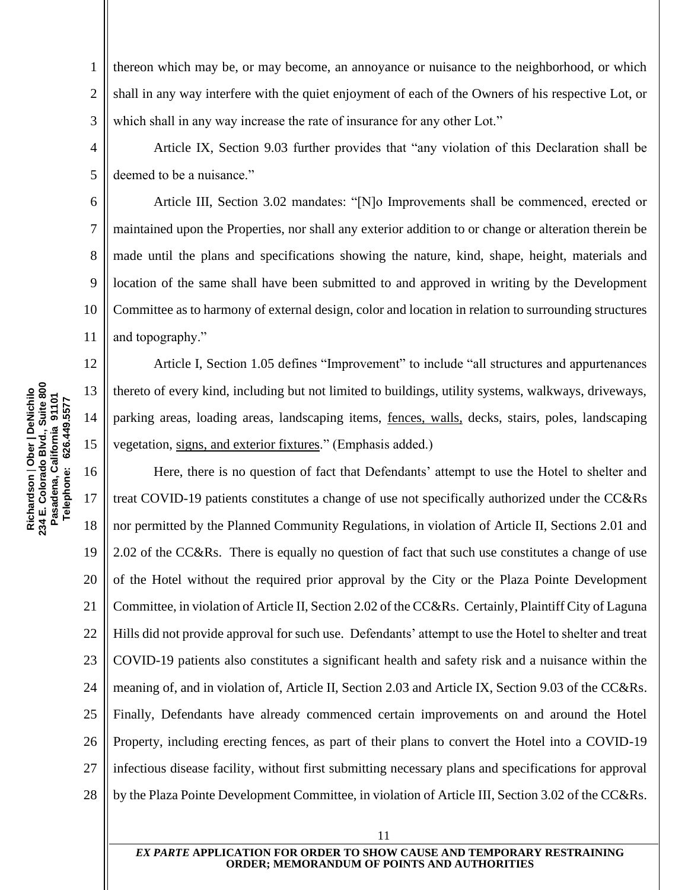thereon which may be, or may become, an annoyance or nuisance to the neighborhood, or which shall in any way interfere with the quiet enjoyment of each of the Owners of his respective Lot, or which shall in any way increase the rate of insurance for any other Lot."

Article IX, Section 9.03 further provides that "any violation of this Declaration shall be deemed to be a nuisance."

Article III, Section 3.02 mandates: "[N]o Improvements shall be commenced, erected or maintained upon the Properties, nor shall any exterior addition to or change or alteration therein be made until the plans and specifications showing the nature, kind, shape, height, materials and location of the same shall have been submitted to and approved in writing by the Development Committee as to harmony of external design, color and location in relation to surrounding structures and topography."

Article I, Section 1.05 defines "Improvement" to include "all structures and appurtenances thereto of every kind, including but not limited to buildings, utility systems, walkways, driveways, parking areas, loading areas, landscaping items, fences, walls, decks, stairs, poles, landscaping vegetation, signs, and exterior fixtures." (Emphasis added.)

Here, there is no question of fact that Defendants' attempt to use the Hotel to shelter and treat COVID-19 patients constitutes a change of use not specifically authorized under the CC&Rs nor permitted by the Planned Community Regulations, in violation of Article II, Sections 2.01 and 2.02 of the CC&Rs. There is equally no question of fact that such use constitutes a change of use of the Hotel without the required prior approval by the City or the Plaza Pointe Development Committee, in violation of Article II, Section 2.02 of the CC&Rs. Certainly, Plaintiff City of Laguna Hills did not provide approval for such use. Defendants' attempt to use the Hotel to shelter and treat COVID-19 patients also constitutes a significant health and safety risk and a nuisance within the meaning of, and in violation of, Article II, Section 2.03 and Article IX, Section 9.03 of the CC&Rs. Finally, Defendants have already commenced certain improvements on and around the Hotel Property, including erecting fences, as part of their plans to convert the Hotel into a COVID-19 infectious disease facility, without first submitting necessary plans and specifications for approval by the Plaza Pointe Development Committee, in violation of Article III, Section 3.02 of the CC&Rs.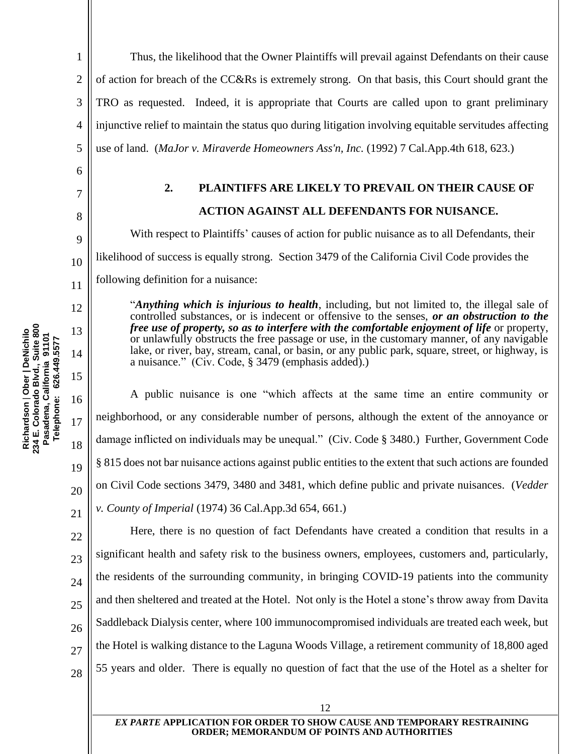Thus, the likelihood that the Owner Plaintiffs will prevail against Defendants on their cause of action for breach of the CC&Rs is extremely strong. On that basis, this Court should grant the TRO as requested. Indeed, it is appropriate that Courts are called upon to grant preliminary injunctive relief to maintain the status quo during litigation involving equitable servitudes affecting use of land. (*MaJor v. Miraverde Homeowners Ass'n, Inc.* (1992) 7 Cal.App.4th 618, 623.)

## 2. PLAINTIFFS ARE LIKELY TO PREVAIL ON THEIR CAUSE OF ACTION AGAINST ALL DEFENDANTS FOR NUISANCE.

With respect to Plaintiffs' causes of action for public nuisance as to all Defendants, their likelihood of success is equally strong. Section 3479 of the California Civil Code provides the following definition for a nuisance:

> "***Anything which is injurious to health***, including, but not limited to, the illegal sale of controlled substances, or is indecent or offensive to the senses, ***or an obstruction to the free use of property, so as to interfere with the comfortable enjoyment of life*** or property, or unlawfully obstructs the free passage or use, in the customary manner, of any navigable lake, or river, bay, stream, canal, or basin, or any public park, square, street, or highway, is a nuisance." (Civ. Code, § 3479 (emphasis added).)

A public nuisance is one "which affects at the same time an entire community or neighborhood, or any considerable number of persons, although the extent of the annoyance or damage inflicted on individuals may be unequal." (Civ. Code § 3480.) Further, Government Code § 815 does not bar nuisance actions against public entities to the extent that such actions are founded on Civil Code sections 3479, 3480 and 3481, which define public and private nuisances. (*Vedder v. County of Imperial* (1974) 36 Cal.App.3d 654, 661.)

Here, there is no question of fact Defendants have created a condition that results in a significant health and safety risk to the business owners, employees, customers and, particularly, the residents of the surrounding community, in bringing COVID-19 patients into the community and then sheltered and treated at the Hotel. Not only is the Hotel a stone's throw away from Davita Saddleback Dialysis center, where 100 immunocompromised individuals are treated each week, but the Hotel is walking distance to the Laguna Woods Village, a retirement community of 18,800 aged 55 years and older. There is equally no question of fact that the use of the Hotel as a shelter for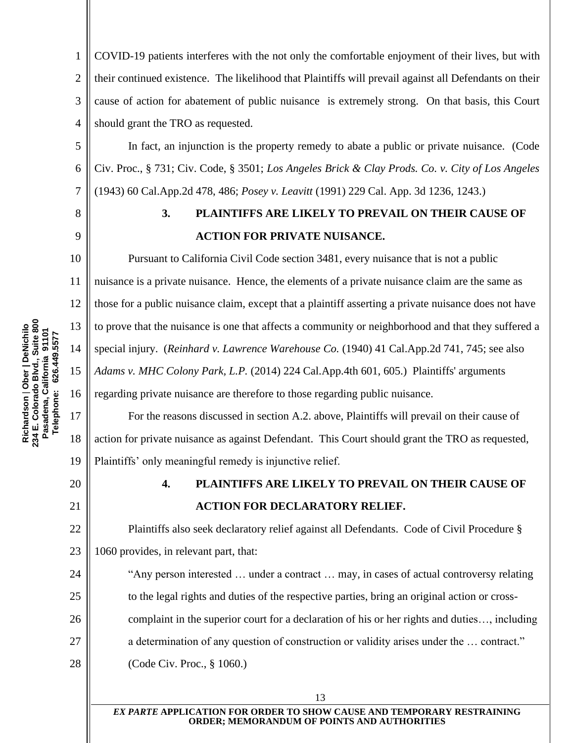COVID-19 patients interferes with the not only the comfortable enjoyment of their lives, but with their continued existence. The likelihood that Plaintiffs will prevail against all Defendants on their cause of action for abatement of public nuisance is extremely strong. On that basis, this Court should grant the TRO as requested.

In fact, an injunction is the property remedy to abate a public or private nuisance. (Code Civ. Proc., § 731; Civ. Code, § 3501; *Los Angeles Brick & Clay Prods. Co. v. City of Los Angeles* (1943) 60 Cal.App.2d 478, 486; *Posey v. Leavitt* (1991) 229 Cal. App. 3d 1236, 1243.)

### 3. PLAINTIFFS ARE LIKELY TO PREVAIL ON THEIR CAUSE OF ACTION FOR PRIVATE NUISANCE.

Pursuant to California Civil Code section 3481, every nuisance that is not a public nuisance is a private nuisance. Hence, the elements of a private nuisance claim are the same as those for a public nuisance claim, except that a plaintiff asserting a private nuisance does not have to prove that the nuisance is one that affects a community or neighborhood and that they suffered a special injury. (*Reinhard v. Lawrence Warehouse Co.* (1940) 41 Cal.App.2d 741, 745; see also *Adams v. MHC Colony Park, L.P.* (2014) 224 Cal.App.4th 601, 605.) Plaintiffs' arguments regarding private nuisance are therefore to those regarding public nuisance.

For the reasons discussed in section A.2. above, Plaintiffs will prevail on their cause of action for private nuisance as against Defendant. This Court should grant the TRO as requested, Plaintiffs' only meaningful remedy is injunctive relief.

### 4. PLAINTIFFS ARE LIKELY TO PREVAIL ON THEIR CAUSE OF ACTION FOR DECLARATORY RELIEF.

Plaintiffs also seek declaratory relief against all Defendants. Code of Civil Procedure § 1060 provides, in relevant part, that:

> "Any person interested … under a contract … may, in cases of actual controversy relating to the legal rights and duties of the respective parties, bring an original action or cross-complaint in the superior court for a declaration of his or her rights and duties…, including a determination of any question of construction or validity arises under the … contract." (Code Civ. Proc., § 1060.)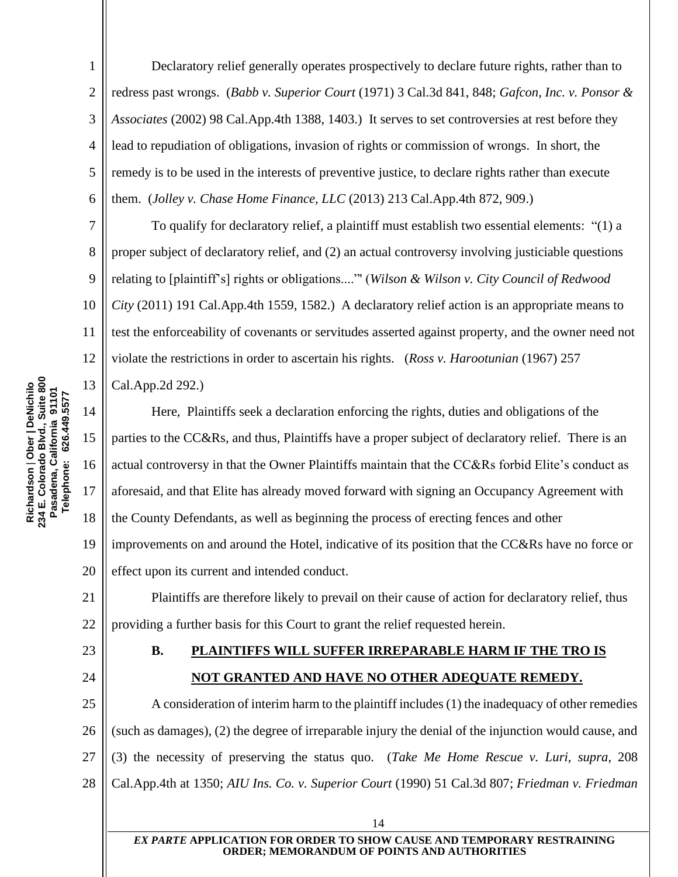Declaratory relief generally operates prospectively to declare future rights, rather than to redress past wrongs. (*Babb v. Superior Court* (1971) 3 Cal.3d 841, 848; *Gafcon, Inc. v. Ponsor & Associates* (2002) 98 Cal.App.4th 1388, 1403.) It serves to set controversies at rest before they lead to repudiation of obligations, invasion of rights or commission of wrongs. In short, the remedy is to be used in the interests of preventive justice, to declare rights rather than execute them. (*Jolley v. Chase Home Finance, LLC* (2013) 213 Cal.App.4th 872, 909.)

To qualify for declaratory relief, a plaintiff must establish two essential elements: "(1) a proper subject of declaratory relief, and (2) an actual controversy involving justiciable questions relating to [plaintiff's] rights or obligations....'" (*Wilson & Wilson v. City Council of Redwood City* (2011) 191 Cal.App.4th 1559, 1582.) A declaratory relief action is an appropriate means to test the enforceability of covenants or servitudes asserted against property, and the owner need not violate the restrictions in order to ascertain his rights. (*Ross v. Harootunian* (1967) 257 Cal.App.2d 292.)

Here, Plaintiffs seek a declaration enforcing the rights, duties and obligations of the parties to the CC&Rs, and thus, Plaintiffs have a proper subject of declaratory relief. There is an actual controversy in that the Owner Plaintiffs maintain that the CC&Rs forbid Elite's conduct as aforesaid, and that Elite has already moved forward with signing an Occupancy Agreement with the County Defendants, as well as beginning the process of erecting fences and other improvements on and around the Hotel, indicative of its position that the CC&Rs have no force or effect upon its current and intended conduct.

Plaintiffs are therefore likely to prevail on their cause of action for declaratory relief, thus providing a further basis for this Court to grant the relief requested herein.

### B. PLAINTIFFS WILL SUFFER IRREPARABLE HARM IF THE TRO IS NOT GRANTED AND HAVE NO OTHER ADEQUATE REMEDY.

A consideration of interim harm to the plaintiff includes (1) the inadequacy of other remedies (such as damages), (2) the degree of irreparable injury the denial of the injunction would cause, and (3) the necessity of preserving the status quo. (*Take Me Home Rescue v. Luri, supra*, 208 Cal.App.4th at 1350; *AIU Ins. Co. v. Superior Court* (1990) 51 Cal.3d 807; *Friedman v. Friedman*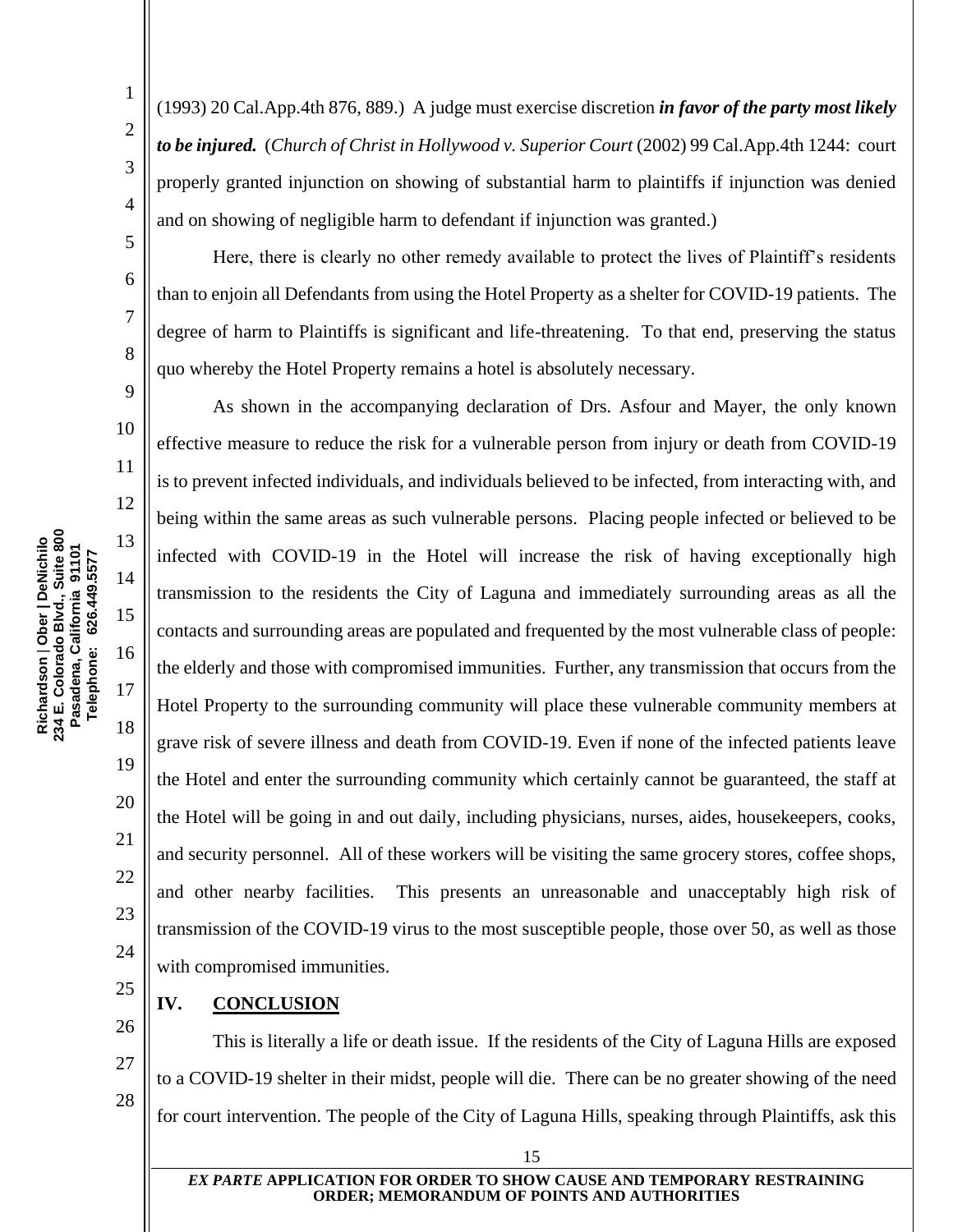(1993) 20 Cal.App.4th 876, 889.) A judge must exercise discretion ***in favor of the party most likely to be injured.*** (*Church of Christ in Hollywood v. Superior Court* (2002) 99 Cal.App.4th 1244: court properly granted injunction on showing of substantial harm to plaintiffs if injunction was denied and on showing of negligible harm to defendant if injunction was granted.)

Here, there is clearly no other remedy available to protect the lives of Plaintiff's residents than to enjoin all Defendants from using the Hotel Property as a shelter for COVID-19 patients. The degree of harm to Plaintiffs is significant and life-threatening. To that end, preserving the status quo whereby the Hotel Property remains a hotel is absolutely necessary.

As shown in the accompanying declaration of Drs. Asfour and Mayer, the only known effective measure to reduce the risk for a vulnerable person from injury or death from COVID-19 is to prevent infected individuals, and individuals believed to be infected, from interacting with, and being within the same areas as such vulnerable persons. Placing people infected or believed to be infected with COVID-19 in the Hotel will increase the risk of having exceptionally high transmission to the residents the City of Laguna and immediately surrounding areas as all the contacts and surrounding areas are populated and frequented by the most vulnerable class of people: the elderly and those with compromised immunities. Further, any transmission that occurs from the Hotel Property to the surrounding community will place these vulnerable community members at grave risk of severe illness and death from COVID-19. Even if none of the infected patients leave the Hotel and enter the surrounding community which certainly cannot be guaranteed, the staff at the Hotel will be going in and out daily, including physicians, nurses, aides, housekeepers, cooks, and security personnel. All of these workers will be visiting the same grocery stores, coffee shops, and other nearby facilities. This presents an unreasonable and unacceptably high risk of transmission of the COVID-19 virus to the most susceptible people, those over 50, as well as those with compromised immunities.

## IV. CONCLUSION

This is literally a life or death issue. If the residents of the City of Laguna Hills are exposed to a COVID-19 shelter in their midst, people will die. There can be no greater showing of the need for court intervention. The people of the City of Laguna Hills, speaking through Plaintiffs, ask this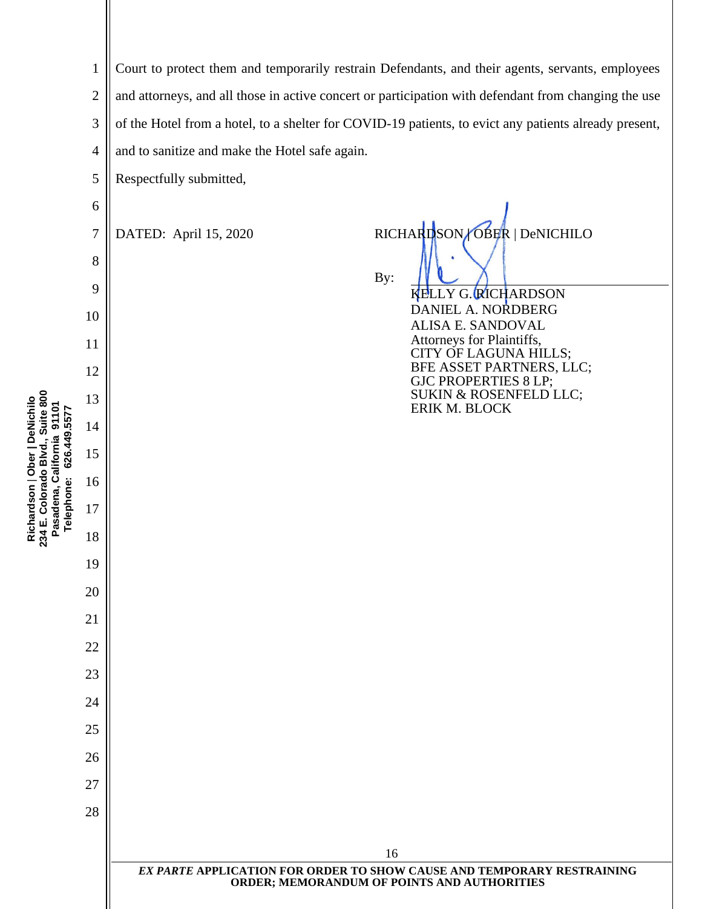Court to protect them and temporarily restrain Defendants, and their agents, servants, employees and attorneys, and all those in active concert or participation with defendant from changing the use of the Hotel from a hotel, to a shelter for COVID-19 patients, to evict any patients already present, and to sanitize and make the Hotel safe again.

Respectfully submitted,

DATED: April 15, 2020

RICHARDSON | OBER | DeNICHILO

By: ______________________________

KELLY G. RICHARDSON
DANIEL A. NORDBERG
ALISA E. SANDOVAL
Attorneys for Plaintiffs,
CITY OF LAGUNA HILLS;
BFE ASSET PARTNERS, LLC;
GJC PROPERTIES 8 LP;
SUKIN & ROSENFELD LLC;
ERIK M. BLOCK